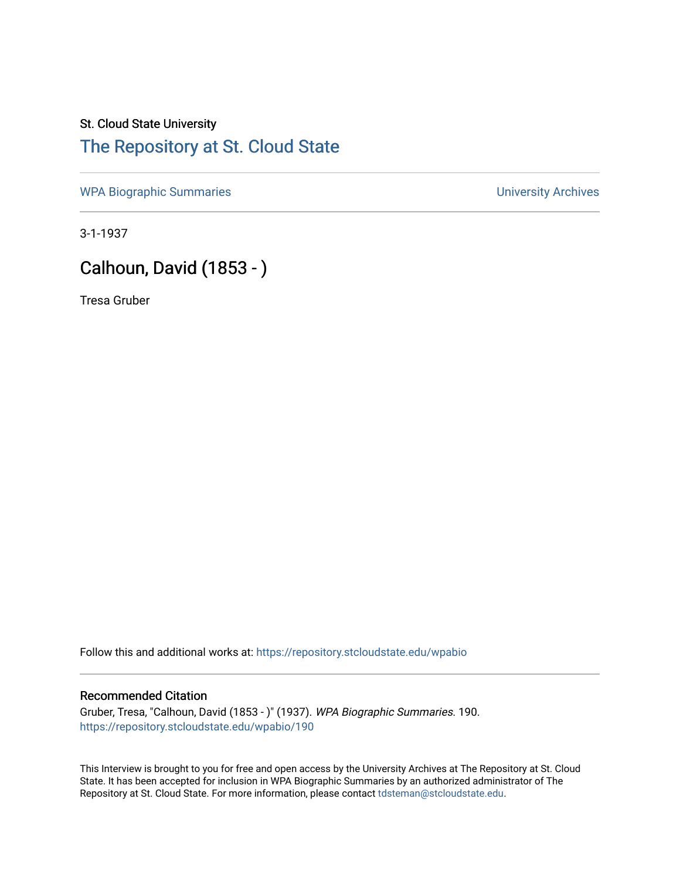St. Cloud State University

# The Repository at St. Cloud State

WPA Biographic Summaries | University Archives

3-1-1937

## Calhoun, David (1853 - )

Tresa Gruber

Follow this and additional works at: https://repository.stcloudstate.edu/wpabio

### Recommended Citation

Gruber, Tresa, "Calhoun, David (1853 - )" (1937). *WPA Biographic Summaries*. 190.
https://repository.stcloudstate.edu/wpabio/190

This Interview is brought to you for free and open access by the University Archives at The Repository at St. Cloud State. It has been accepted for inclusion in WPA Biographic Summaries by an authorized administrator of The Repository at St. Cloud State. For more information, please contact tdsteman@stcloudstate.edu.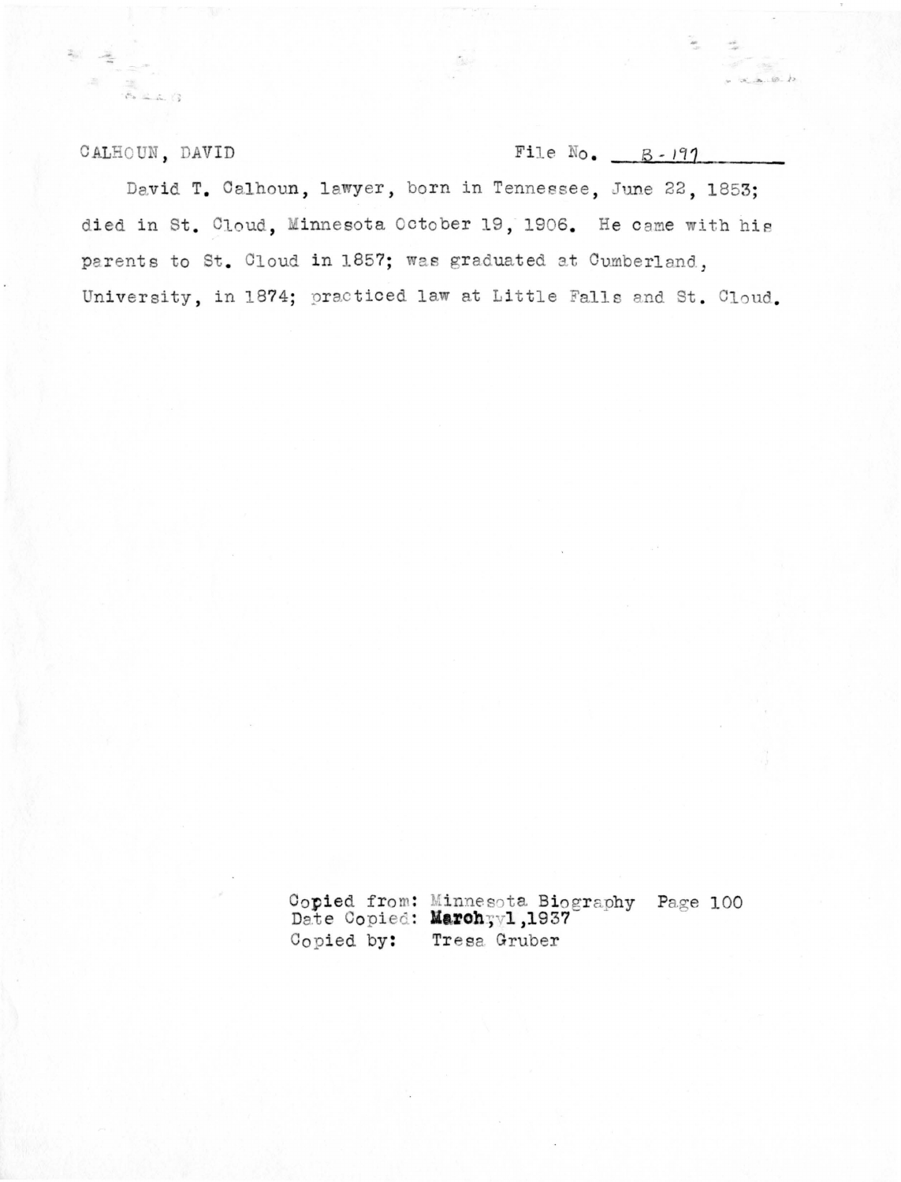CALHOUN, DAVID File No. B-197

David T. Calhoun, lawyer, born in Tennessee, June 22, 1853; died in St. Cloud, Minnesota October 19, 1906. He came with his parents to St. Cloud in 1857; was graduated at Cumberland, University, in 1874; practiced law at Little Falls and St. Cloud.

Copied from: Minnesota Biography Page 100
Date Copied: March 1, 1937
Copied by: Tresa Gruber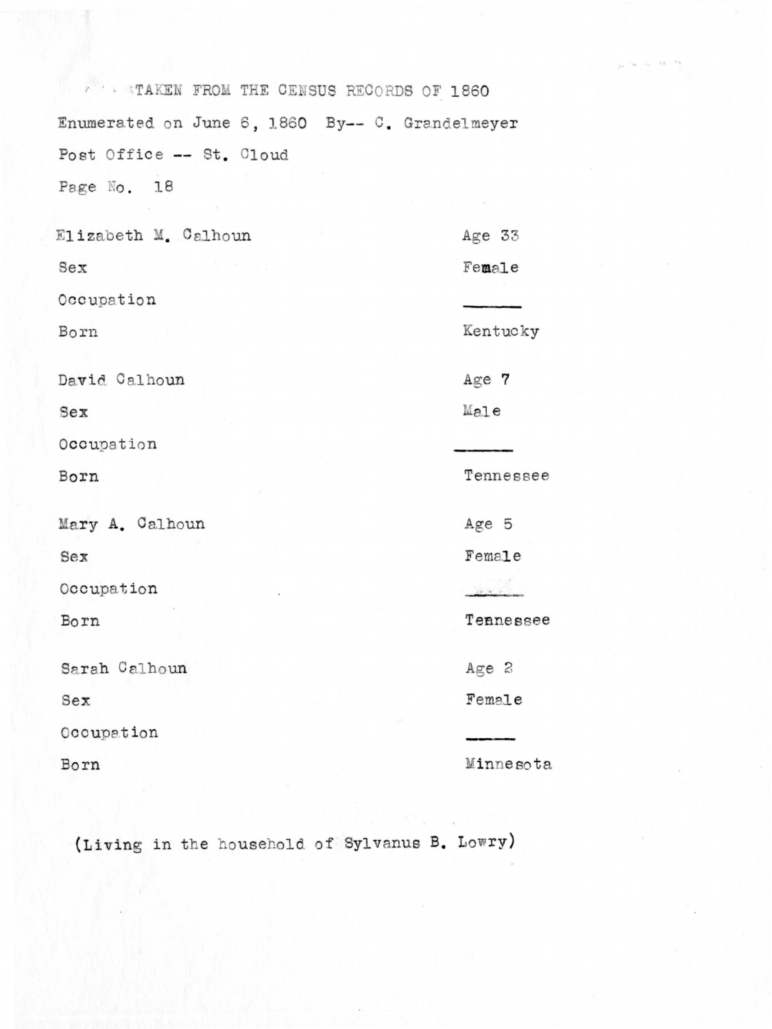TAKEN FROM THE CENSUS RECORDS OF 1860

Enumerated on June 6, 1860 By-- C. Grandelmeyer

Post Office -- St. Cloud

Page No. 18

| | |
|---|---|
| Elizabeth M. Calhoun | Age 33 |
| Sex | Female |
| Occupation | ——— |
| Born | Kentucky |
| | |
| David Calhoun | Age 7 |
| Sex | Male |
| Occupation | ——— |
| Born | Tennessee |
| | |
| Mary A. Calhoun | Age 5 |
| Sex | Female |
| Occupation | ——— |
| Born | Tennessee |
| | |
| Sarah Calhoun | Age 2 |
| Sex | Female |
| Occupation | ——— |
| Born | Minnesota |

(Living in the household of Sylvanus B. Lowry)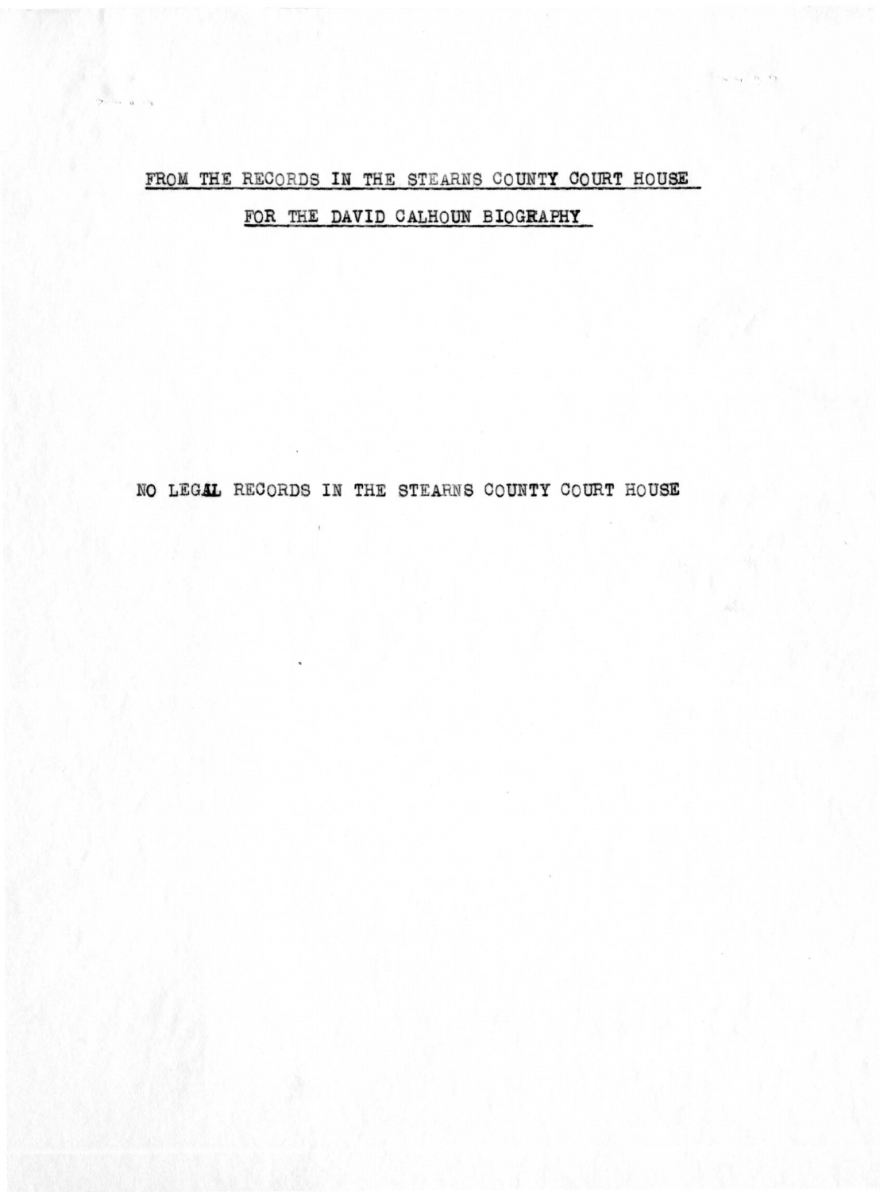FROM THE RECORDS IN THE STEARNS COUNTY COURT HOUSE

FOR THE DAVID CALHOUN BIOGRAPHY

NO LEGAL RECORDS IN THE STEARNS COUNTY COURT HOUSE